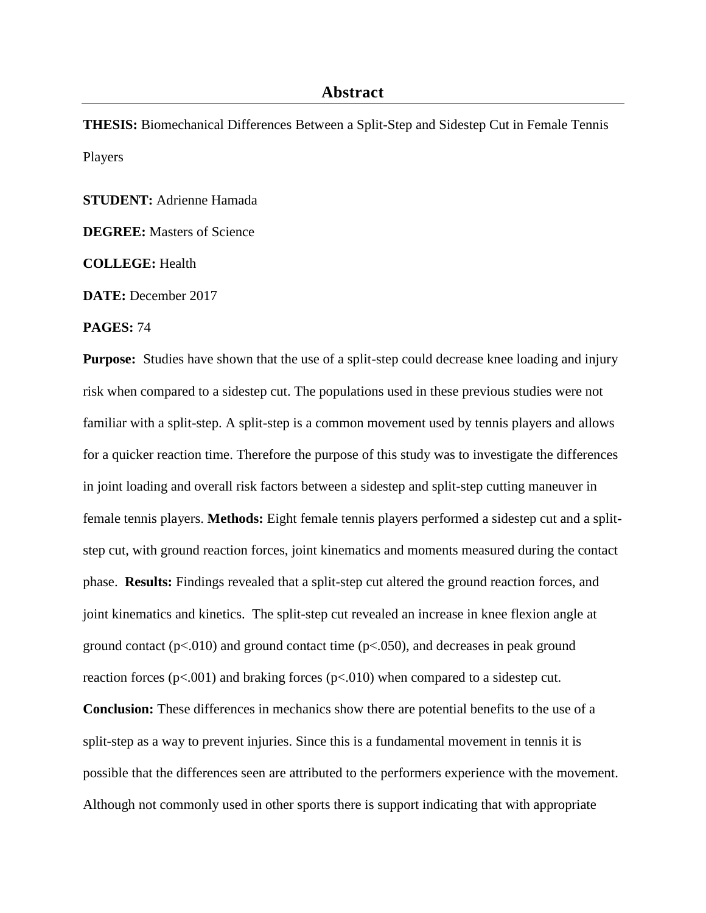# Abstract

**THESIS:** Biomechanical Differences Between a Split-Step and Sidestep Cut in Female Tennis Players

**STUDENT:** Adrienne Hamada

**DEGREE:** Masters of Science

**COLLEGE:** Health

**DATE:** December 2017

**PAGES:** 74

**Purpose:** Studies have shown that the use of a split-step could decrease knee loading and injury risk when compared to a sidestep cut. The populations used in these previous studies were not familiar with a split-step. A split-step is a common movement used by tennis players and allows for a quicker reaction time. Therefore the purpose of this study was to investigate the differences in joint loading and overall risk factors between a sidestep and split-step cutting maneuver in female tennis players. **Methods:** Eight female tennis players performed a sidestep cut and a split-step cut, with ground reaction forces, joint kinematics and moments measured during the contact phase. **Results:** Findings revealed that a split-step cut altered the ground reaction forces, and joint kinematics and kinetics. The split-step cut revealed an increase in knee flexion angle at ground contact ($p<.010$) and ground contact time ($p<.050$), and decreases in peak ground reaction forces ($p<.001$) and braking forces ($p<.010$) when compared to a sidestep cut. **Conclusion:** These differences in mechanics show there are potential benefits to the use of a split-step as a way to prevent injuries. Since this is a fundamental movement in tennis it is possible that the differences seen are attributed to the performers experience with the movement. Although not commonly used in other sports there is support indicating that with appropriate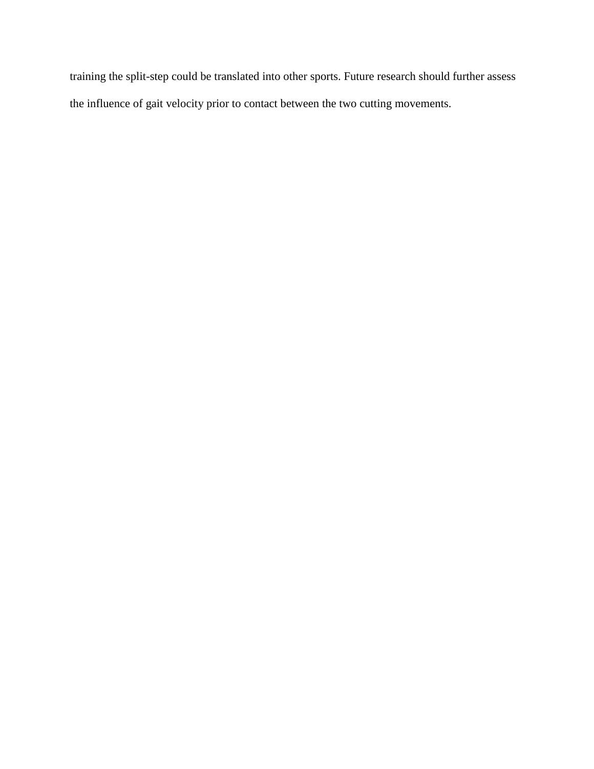training the split-step could be translated into other sports. Future research should further assess the influence of gait velocity prior to contact between the two cutting movements.